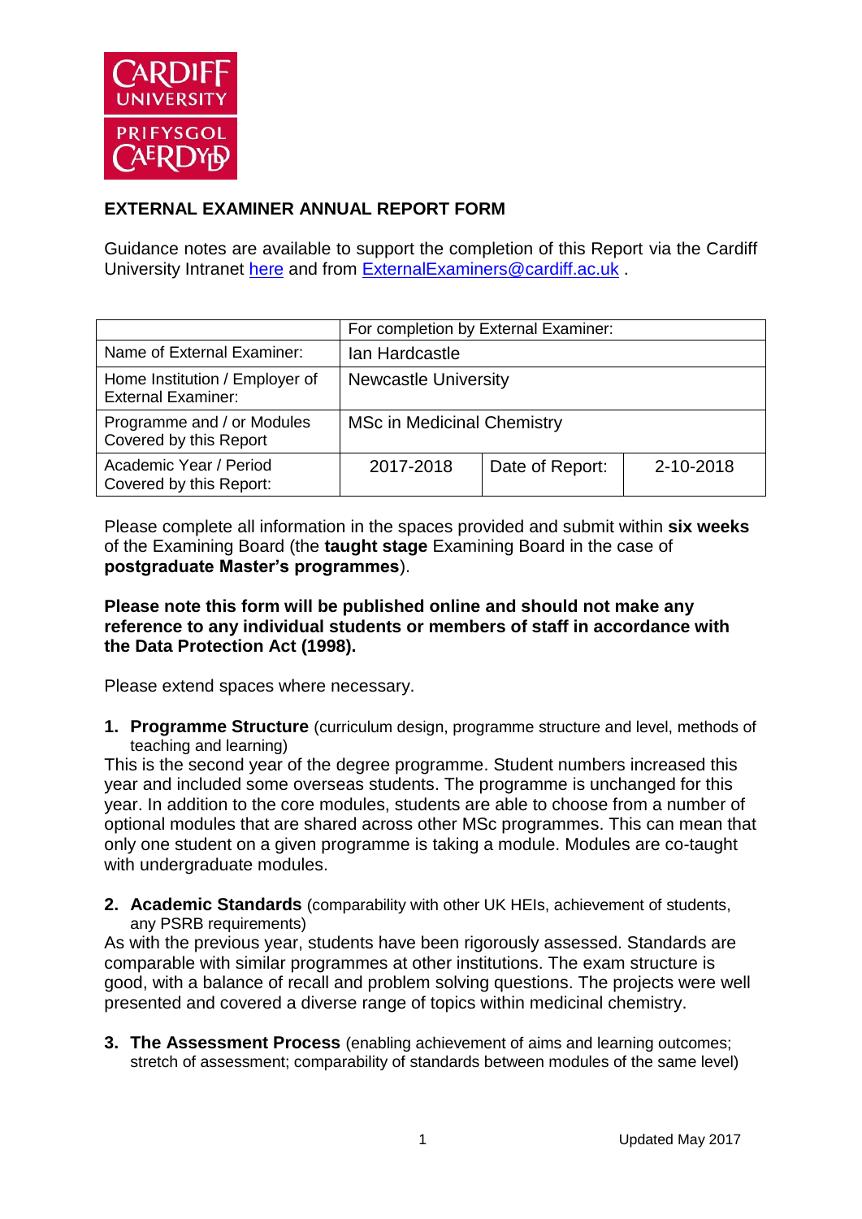## EXTERNAL EXAMINER ANNUAL REPORT FORM

Guidance notes are available to support the completion of this Report via the Cardiff University Intranet here and from ExternalExaminers@cardiff.ac.uk .

| | For completion by External Examiner: | | |
|---|---|---|---|
| Name of External Examiner: | Ian Hardcastle | | |
| Home Institution / Employer of External Examiner: | Newcastle University | | |
| Programme and / or Modules Covered by this Report | MSc in Medicinal Chemistry | | |
| Academic Year / Period Covered by this Report: | 2017-2018 | Date of Report: | 2-10-2018 |

Please complete all information in the spaces provided and submit within **six weeks** of the Examining Board (the **taught stage** Examining Board in the case of **postgraduate Master's programmes**).

**Please note this form will be published online and should not make any reference to any individual students or members of staff in accordance with the Data Protection Act (1998).**

Please extend spaces where necessary.

1. **Programme Structure** (curriculum design, programme structure and level, methods of teaching and learning)

This is the second year of the degree programme. Student numbers increased this year and included some overseas students. The programme is unchanged for this year. In addition to the core modules, students are able to choose from a number of optional modules that are shared across other MSc programmes. This can mean that only one student on a given programme is taking a module. Modules are co-taught with undergraduate modules.

2. **Academic Standards** (comparability with other UK HEIs, achievement of students, any PSRB requirements)

As with the previous year, students have been rigorously assessed. Standards are comparable with similar programmes at other institutions. The exam structure is good, with a balance of recall and problem solving questions. The projects were well presented and covered a diverse range of topics within medicinal chemistry.

3. **The Assessment Process** (enabling achievement of aims and learning outcomes; stretch of assessment; comparability of standards between modules of the same level)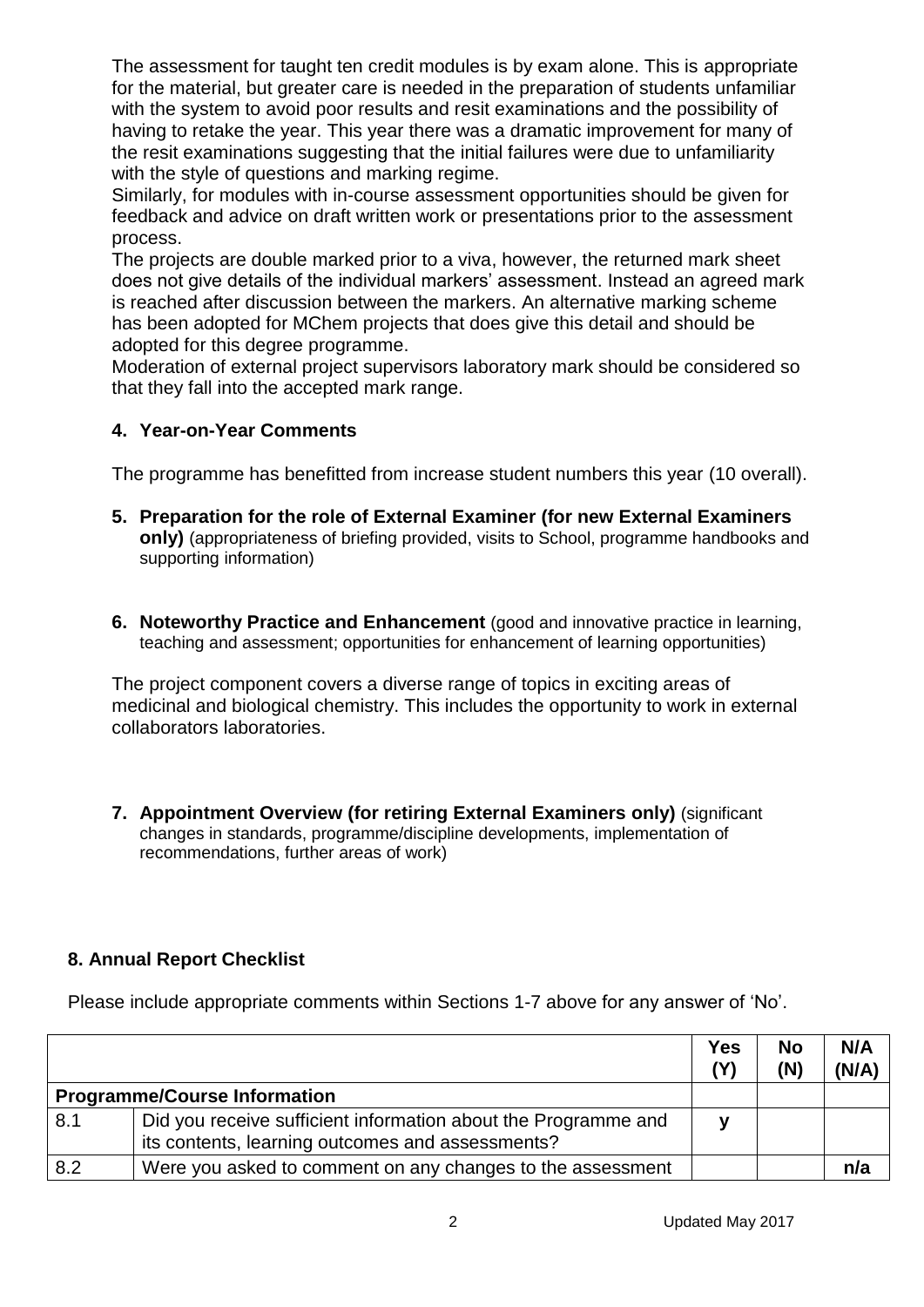The assessment for taught ten credit modules is by exam alone. This is appropriate for the material, but greater care is needed in the preparation of students unfamiliar with the system to avoid poor results and resit examinations and the possibility of having to retake the year. This year there was a dramatic improvement for many of the resit examinations suggesting that the initial failures were due to unfamiliarity with the style of questions and marking regime.

Similarly, for modules with in-course assessment opportunities should be given for feedback and advice on draft written work or presentations prior to the assessment process.

The projects are double marked prior to a viva, however, the returned mark sheet does not give details of the individual markers' assessment. Instead an agreed mark is reached after discussion between the markers. An alternative marking scheme has been adopted for MChem projects that does give this detail and should be adopted for this degree programme.

Moderation of external project supervisors laboratory mark should be considered so that they fall into the accepted mark range.

**4. Year-on-Year Comments**

The programme has benefitted from increase student numbers this year (10 overall).

**5. Preparation for the role of External Examiner (for new External Examiners only)** (appropriateness of briefing provided, visits to School, programme handbooks and supporting information)

**6. Noteworthy Practice and Enhancement** (good and innovative practice in learning, teaching and assessment; opportunities for enhancement of learning opportunities)

The project component covers a diverse range of topics in exciting areas of medicinal and biological chemistry. This includes the opportunity to work in external collaborators laboratories.

**7. Appointment Overview (for retiring External Examiners only)** (significant changes in standards, programme/discipline developments, implementation of recommendations, further areas of work)

**8. Annual Report Checklist**

Please include appropriate comments within Sections 1-7 above for any answer of 'No'.

| | | Yes (Y) | No (N) | N/A (N/A) |
|---|---|---|---|---|
| **Programme/Course Information** | | | | |
| 8.1 | Did you receive sufficient information about the Programme and its contents, learning outcomes and assessments? | y | | |
| 8.2 | Were you asked to comment on any changes to the assessment | | | n/a |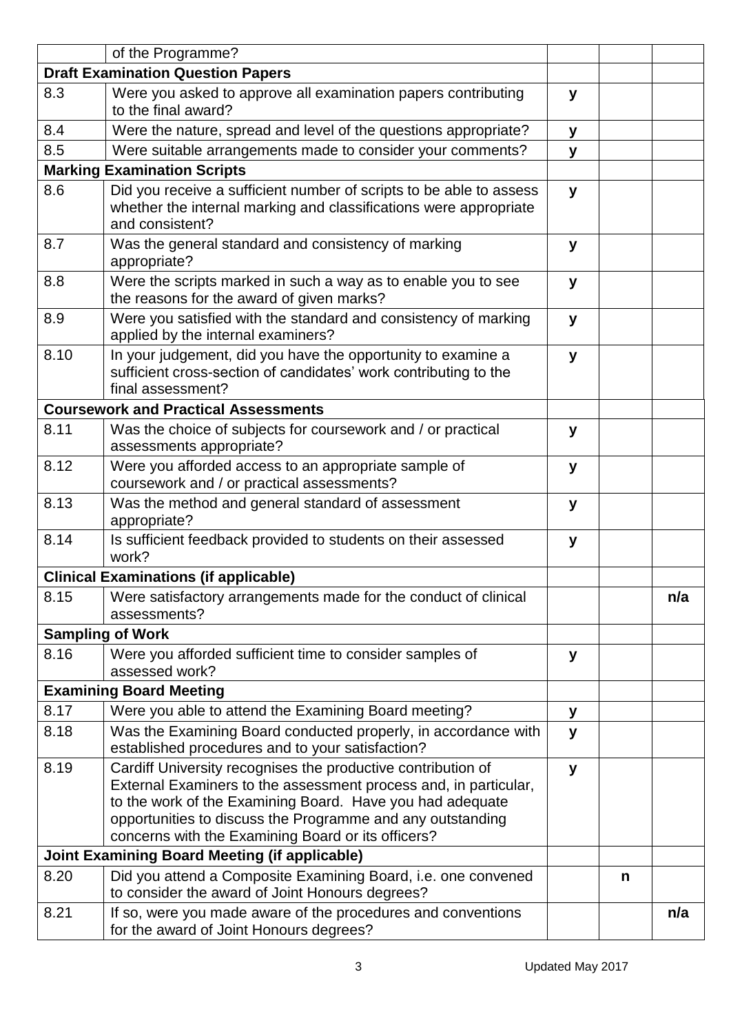| | | | | |
|---|---|---|---|---|
| | of the Programme? | | | |
| **Draft Examination Question Papers** | | | | |
| 8.3 | Were you asked to approve all examination papers contributing to the final award? | y | | |
| 8.4 | Were the nature, spread and level of the questions appropriate? | y | | |
| 8.5 | Were suitable arrangements made to consider your comments? | y | | |
| **Marking Examination Scripts** | | | | |
| 8.6 | Did you receive a sufficient number of scripts to be able to assess whether the internal marking and classifications were appropriate and consistent? | y | | |
| 8.7 | Was the general standard and consistency of marking appropriate? | y | | |
| 8.8 | Were the scripts marked in such a way as to enable you to see the reasons for the award of given marks? | y | | |
| 8.9 | Were you satisfied with the standard and consistency of marking applied by the internal examiners? | y | | |
| 8.10 | In your judgement, did you have the opportunity to examine a sufficient cross-section of candidates' work contributing to the final assessment? | y | | |
| **Coursework and Practical Assessments** | | | | |
| 8.11 | Was the choice of subjects for coursework and / or practical assessments appropriate? | y | | |
| 8.12 | Were you afforded access to an appropriate sample of coursework and / or practical assessments? | y | | |
| 8.13 | Was the method and general standard of assessment appropriate? | y | | |
| 8.14 | Is sufficient feedback provided to students on their assessed work? | y | | |
| **Clinical Examinations (if applicable)** | | | | |
| 8.15 | Were satisfactory arrangements made for the conduct of clinical assessments? | | | n/a |
| **Sampling of Work** | | | | |
| 8.16 | Were you afforded sufficient time to consider samples of assessed work? | y | | |
| **Examining Board Meeting** | | | | |
| 8.17 | Were you able to attend the Examining Board meeting? | y | | |
| 8.18 | Was the Examining Board conducted properly, in accordance with established procedures and to your satisfaction? | y | | |
| 8.19 | Cardiff University recognises the productive contribution of External Examiners to the assessment process and, in particular, to the work of the Examining Board. Have you had adequate opportunities to discuss the Programme and any outstanding concerns with the Examining Board or its officers? | y | | |
| **Joint Examining Board Meeting (if applicable)** | | | | |
| 8.20 | Did you attend a Composite Examining Board, i.e. one convened to consider the award of Joint Honours degrees? | | n | |
| 8.21 | If so, were you made aware of the procedures and conventions for the award of Joint Honours degrees? | | | n/a |

Updated May 2017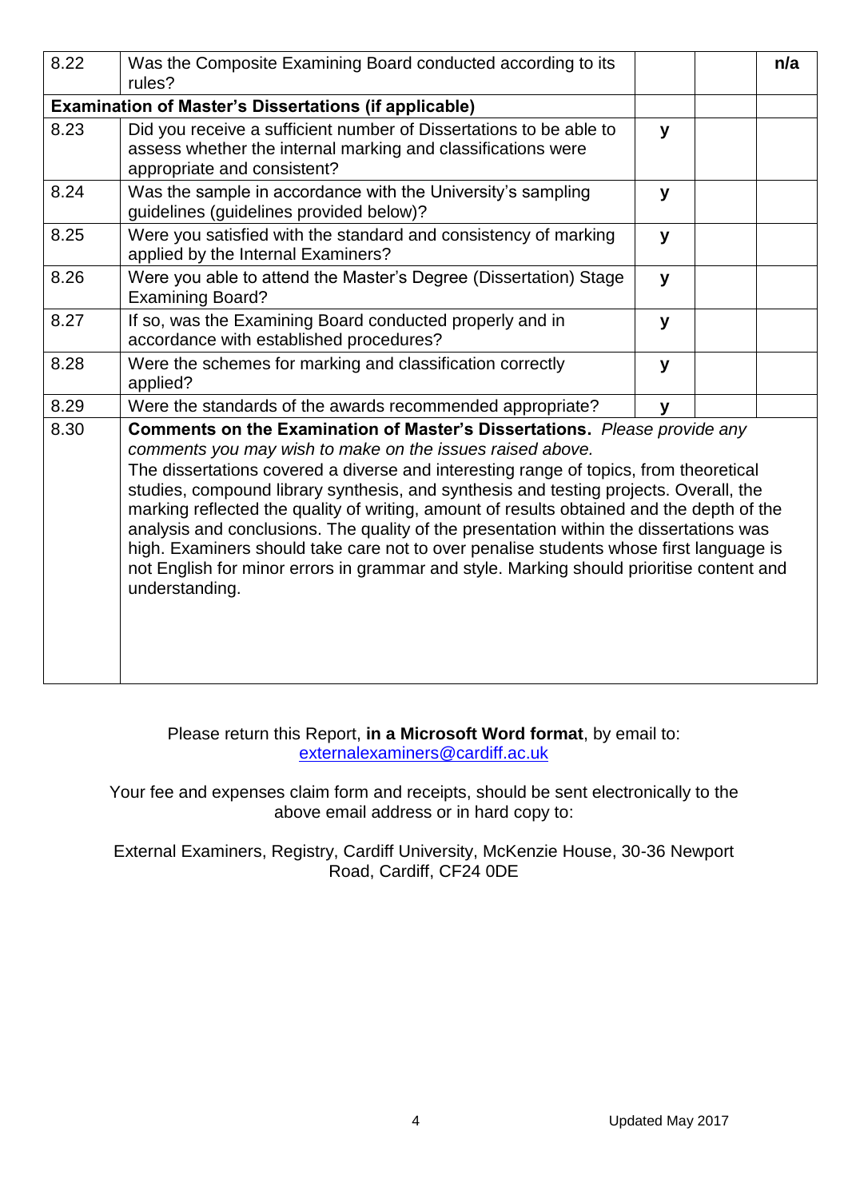| | | | | |
|---|---|---|---|---|
| 8.22 | Was the Composite Examining Board conducted according to its rules? | | | **n/a** |
| **Examination of Master's Dissertations (if applicable)** | | | | |
| 8.23 | Did you receive a sufficient number of Dissertations to be able to assess whether the internal marking and classifications were appropriate and consistent? | **y** | | |
| 8.24 | Was the sample in accordance with the University's sampling guidelines (guidelines provided below)? | **y** | | |
| 8.25 | Were you satisfied with the standard and consistency of marking applied by the Internal Examiners? | **y** | | |
| 8.26 | Were you able to attend the Master's Degree (Dissertation) Stage Examining Board? | **y** | | |
| 8.27 | If so, was the Examining Board conducted properly and in accordance with established procedures? | **y** | | |
| 8.28 | Were the schemes for marking and classification correctly applied? | **y** | | |
| 8.29 | Were the standards of the awards recommended appropriate? | **y** | | |
| 8.30 | **Comments on the Examination of Master's Dissertations.** *Please provide any comments you may wish to make on the issues raised above.* The dissertations covered a diverse and interesting range of topics, from theoretical studies, compound library synthesis, and synthesis and testing projects. Overall, the marking reflected the quality of writing, amount of results obtained and the depth of the analysis and conclusions. The quality of the presentation within the dissertations was high. Examiners should take care not to over penalise students whose first language is not English for minor errors in grammar and style. Marking should prioritise content and understanding. | | | |

Please return this Report, **in a Microsoft Word format**, by email to: externalexaminers@cardiff.ac.uk

Your fee and expenses claim form and receipts, should be sent electronically to the above email address or in hard copy to:

External Examiners, Registry, Cardiff University, McKenzie House, 30-36 Newport Road, Cardiff, CF24 0DE

Updated May 2017